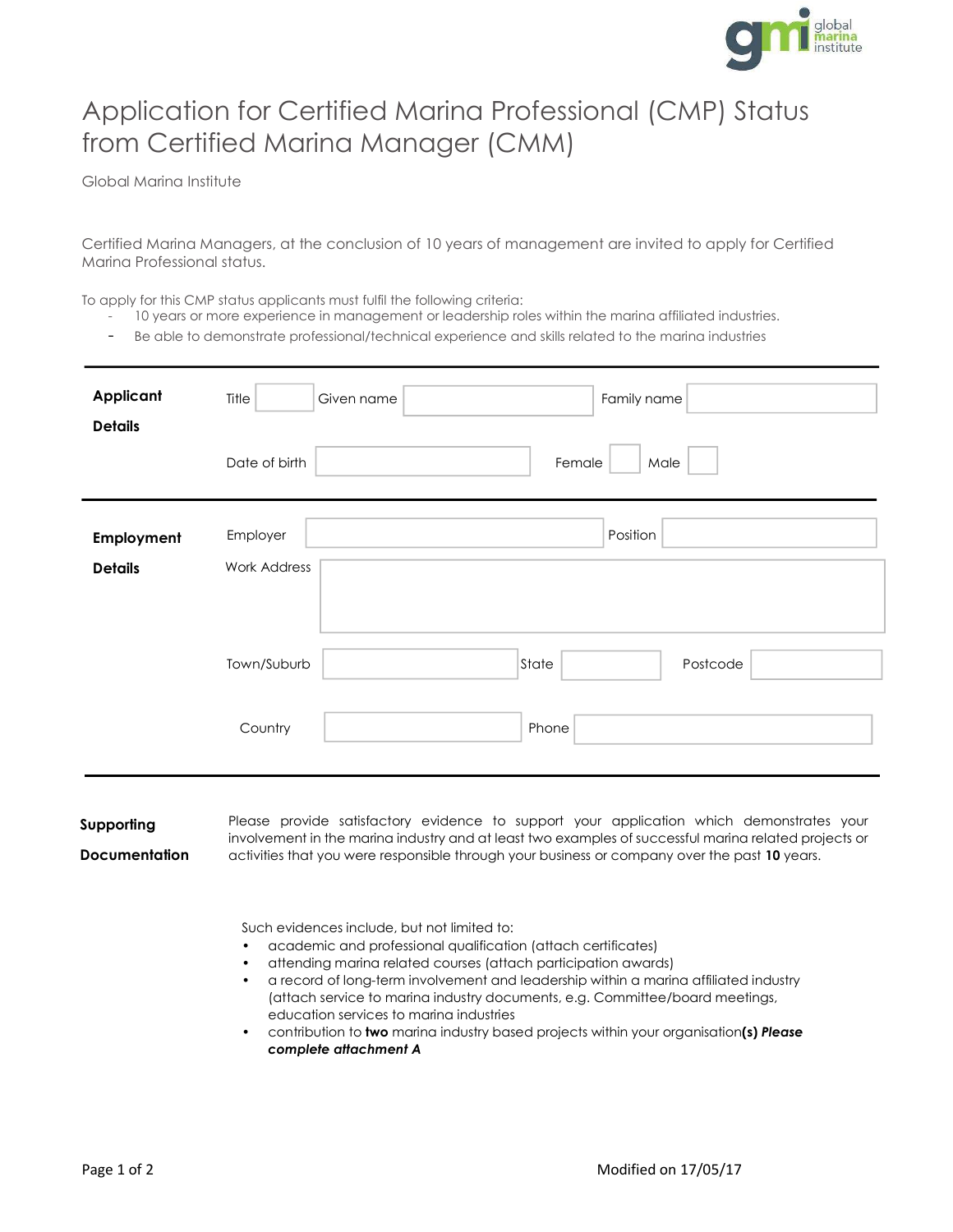# Application for Certified Marina Professional (CMP) Status from Certified Marina Manager (CMM)

Global Marina Institute

Certified Marina Managers, at the conclusion of 10 years of management are invited to apply for Certified Marina Professional status.

To apply for this CMP status applicants must fulfil the following criteria:

- 10 years or more experience in management or leadership roles within the marina affiliated industries.
- Be able to demonstrate professional/technical experience and skills related to the marina industries

---

**Applicant Details**

| | | | | | |
|---|---|---|---|---|---|
| Title | | Given name | | Family name | |
| Date of birth | | Female | | Male | |

---

**Employment Details**

| | | | | | |
|---|---|---|---|---|---|
| Employer | | Position | | | |
| Work Address | | | | | |
| Town/Suburb | | State | | Postcode | |
| Country | | Phone | | | |

---

**Supporting Documentation**

Please provide satisfactory evidence to support your application which demonstrates your involvement in the marina industry and at least two examples of successful marina related projects or activities that you were responsible through your business or company over the past **10** years.

Such evidences include, but not limited to:

- academic and professional qualification (attach certificates)
- attending marina related courses (attach participation awards)
- a record of long-term involvement and leadership within a marina affiliated industry (attach service to marina industry documents, e.g. Committee/board meetings, education services to marina industries
- contribution to **two** marina industry based projects within your organisation**(s)** ***Please complete attachment A***

Modified on 17/05/17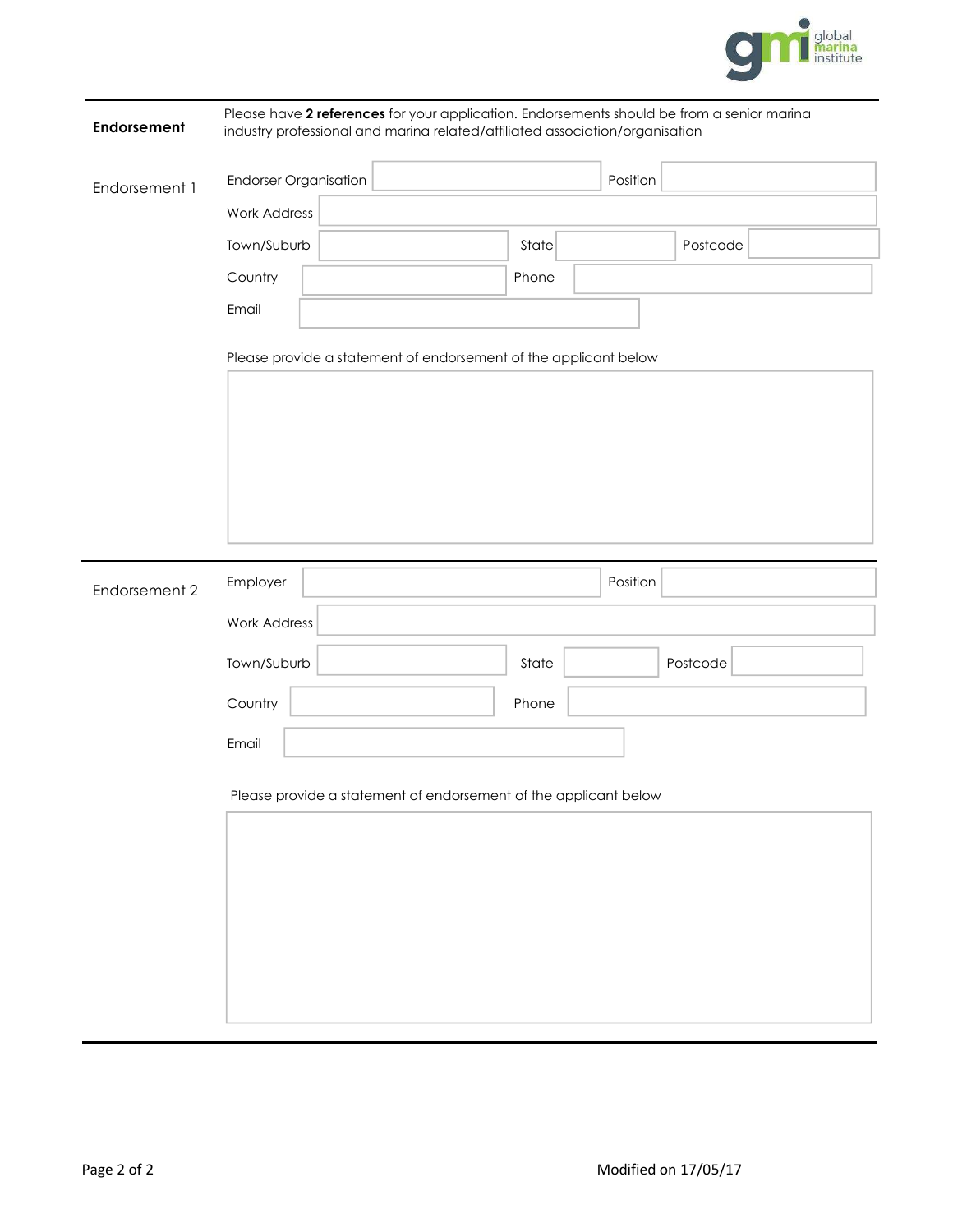**Endorsement**

Please have **2 references** for your application. Endorsements should be from a senior marina industry professional and marina related/affiliated association/organisation

**Endorsement 1**

Endorser Organisation: ____________________ Position: ____________________

Work Address: ____________________

Town/Suburb: ____________________ State: ____________________ Postcode: ____________________

Country: ____________________ Phone: ____________________

Email: ____________________

Please provide a statement of endorsement of the applicant below

____________________

**Endorsement 2**

Employer: ____________________ Position: ____________________

Work Address: ____________________

Town/Suburb: ____________________ State: ____________________ Postcode: ____________________

Country: ____________________ Phone: ____________________

Email: ____________________

Please provide a statement of endorsement of the applicant below

____________________

Modified on 17/05/17